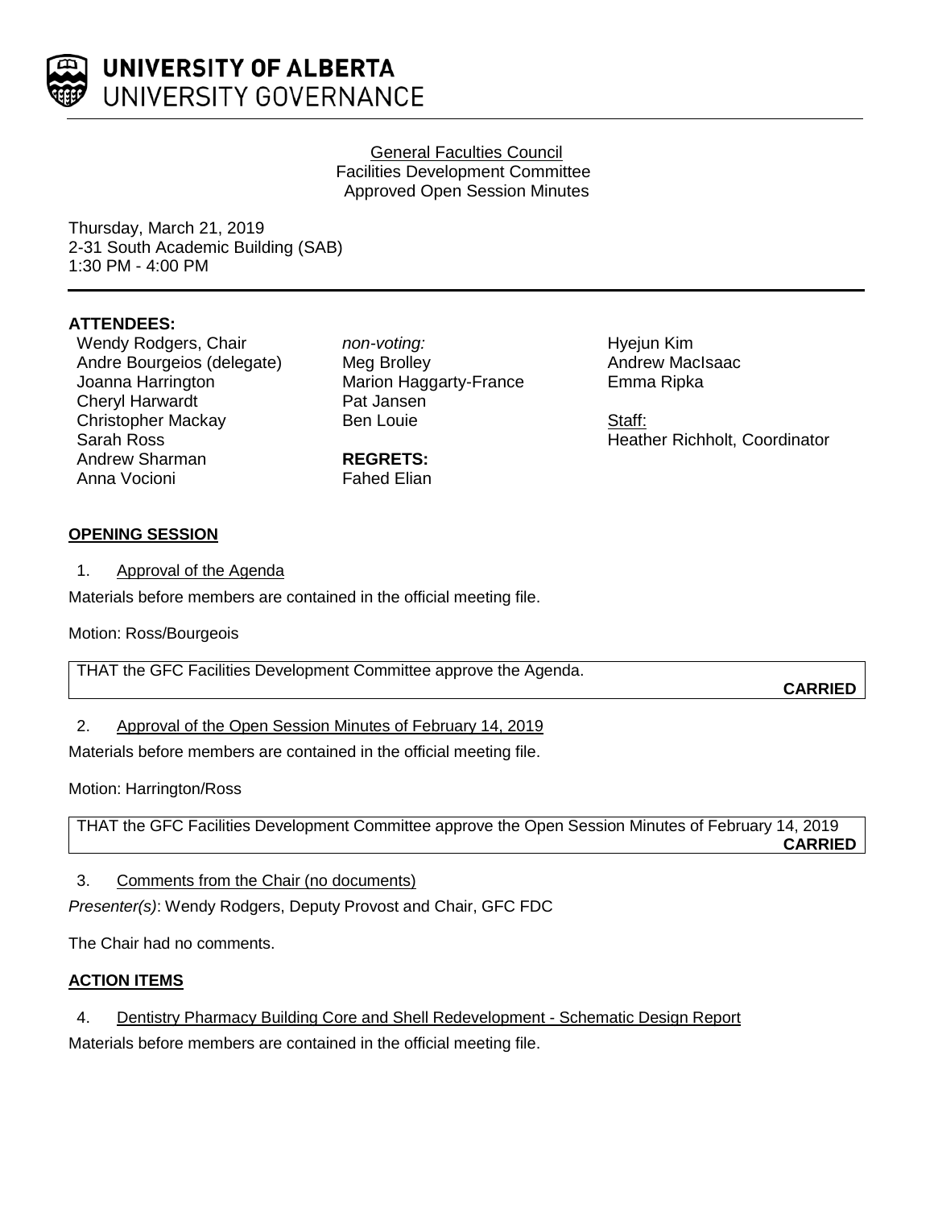**UNIVERSITY OF ALBERTA**
UNIVERSITY GOVERNANCE

General Faculties Council
Facilities Development Committee
Approved Open Session Minutes

Thursday, March 21, 2019
2-31 South Academic Building (SAB)
1:30 PM - 4:00 PM

**ATTENDEES:**

Wendy Rodgers, Chair
Andre Bourgeios (delegate)
Joanna Harrington
Cheryl Harwardt
Christopher Mackay
Sarah Ross
Andrew Sharman
Anna Vocioni

*non-voting:*
Meg Brolley
Marion Haggarty-France
Pat Jansen
Ben Louie

**REGRETS:**
Fahed Elian

Hyejun Kim
Andrew MacIsaac
Emma Ripka

Staff:
Heather Richholt, Coordinator

## OPENING SESSION

1. Approval of the Agenda

Materials before members are contained in the official meeting file.

Motion: Ross/Bourgeois

THAT the GFC Facilities Development Committee approve the Agenda.

**CARRIED**

2. Approval of the Open Session Minutes of February 14, 2019

Materials before members are contained in the official meeting file.

Motion: Harrington/Ross

THAT the GFC Facilities Development Committee approve the Open Session Minutes of February 14, 2019

**CARRIED**

3. Comments from the Chair (no documents)

*Presenter(s)*: Wendy Rodgers, Deputy Provost and Chair, GFC FDC

The Chair had no comments.

## ACTION ITEMS

4. Dentistry Pharmacy Building Core and Shell Redevelopment - Schematic Design Report

Materials before members are contained in the official meeting file.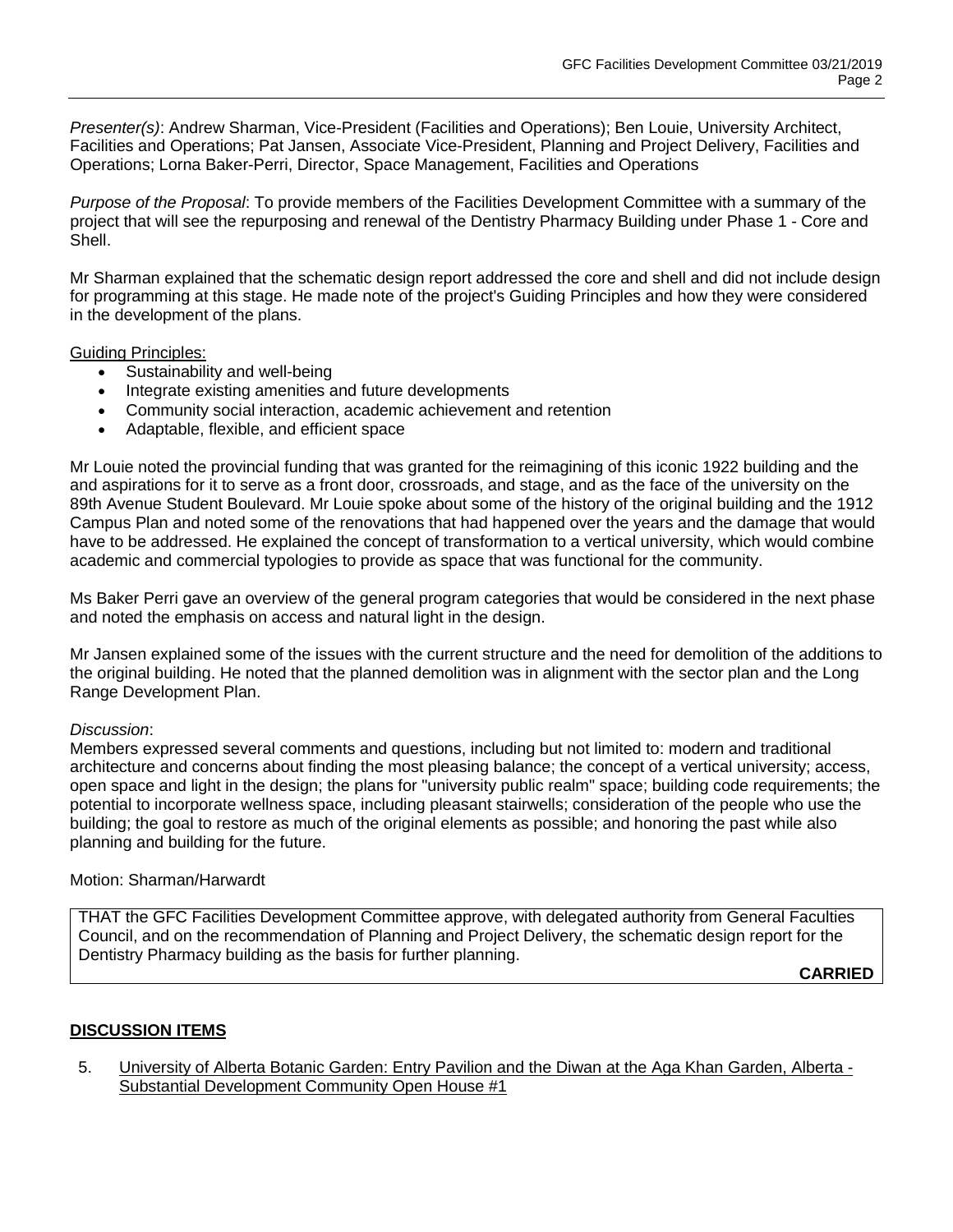*Presenter(s)*: Andrew Sharman, Vice-President (Facilities and Operations); Ben Louie, University Architect, Facilities and Operations; Pat Jansen, Associate Vice-President, Planning and Project Delivery, Facilities and Operations; Lorna Baker-Perri, Director, Space Management, Facilities and Operations

*Purpose of the Proposal*: To provide members of the Facilities Development Committee with a summary of the project that will see the repurposing and renewal of the Dentistry Pharmacy Building under Phase 1 - Core and Shell.

Mr Sharman explained that the schematic design report addressed the core and shell and did not include design for programming at this stage. He made note of the project's Guiding Principles and how they were considered in the development of the plans.

Guiding Principles:

- Sustainability and well-being
- Integrate existing amenities and future developments
- Community social interaction, academic achievement and retention
- Adaptable, flexible, and efficient space

Mr Louie noted the provincial funding that was granted for the reimagining of this iconic 1922 building and the and aspirations for it to serve as a front door, crossroads, and stage, and as the face of the university on the 89th Avenue Student Boulevard. Mr Louie spoke about some of the history of the original building and the 1912 Campus Plan and noted some of the renovations that had happened over the years and the damage that would have to be addressed. He explained the concept of transformation to a vertical university, which would combine academic and commercial typologies to provide as space that was functional for the community.

Ms Baker Perri gave an overview of the general program categories that would be considered in the next phase and noted the emphasis on access and natural light in the design.

Mr Jansen explained some of the issues with the current structure and the need for demolition of the additions to the original building. He noted that the planned demolition was in alignment with the sector plan and the Long Range Development Plan.

*Discussion*:
Members expressed several comments and questions, including but not limited to: modern and traditional architecture and concerns about finding the most pleasing balance; the concept of a vertical university; access, open space and light in the design; the plans for "university public realm" space; building code requirements; the potential to incorporate wellness space, including pleasant stairwells; consideration of the people who use the building; the goal to restore as much of the original elements as possible; and honoring the past while also planning and building for the future.

Motion: Sharman/Harwardt

THAT the GFC Facilities Development Committee approve, with delegated authority from General Faculties Council, and on the recommendation of Planning and Project Delivery, the schematic design report for the Dentistry Pharmacy building as the basis for further planning.

**CARRIED**

## DISCUSSION ITEMS

5. University of Alberta Botanic Garden: Entry Pavilion and the Diwan at the Aga Khan Garden, Alberta - Substantial Development Community Open House #1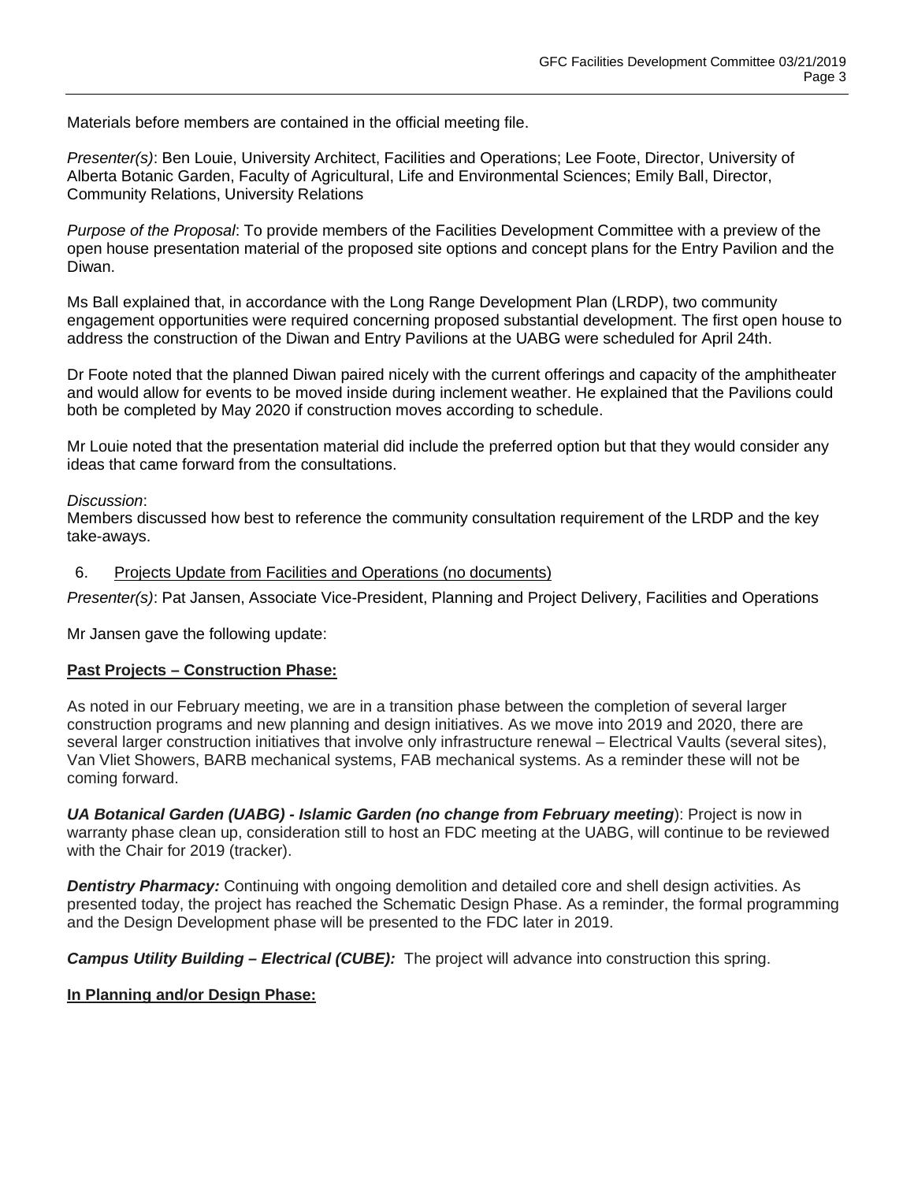Materials before members are contained in the official meeting file.

*Presenter(s)*: Ben Louie, University Architect, Facilities and Operations; Lee Foote, Director, University of Alberta Botanic Garden, Faculty of Agricultural, Life and Environmental Sciences; Emily Ball, Director, Community Relations, University Relations

*Purpose of the Proposal*: To provide members of the Facilities Development Committee with a preview of the open house presentation material of the proposed site options and concept plans for the Entry Pavilion and the Diwan.

Ms Ball explained that, in accordance with the Long Range Development Plan (LRDP), two community engagement opportunities were required concerning proposed substantial development. The first open house to address the construction of the Diwan and Entry Pavilions at the UABG were scheduled for April 24th.

Dr Foote noted that the planned Diwan paired nicely with the current offerings and capacity of the amphitheater and would allow for events to be moved inside during inclement weather. He explained that the Pavilions could both be completed by May 2020 if construction moves according to schedule.

Mr Louie noted that the presentation material did include the preferred option but that they would consider any ideas that came forward from the consultations.

*Discussion*:
Members discussed how best to reference the community consultation requirement of the LRDP and the key take-aways.

6. Projects Update from Facilities and Operations (no documents)

*Presenter(s)*: Pat Jansen, Associate Vice-President, Planning and Project Delivery, Facilities and Operations

Mr Jansen gave the following update:

**Past Projects – Construction Phase:**

As noted in our February meeting, we are in a transition phase between the completion of several larger construction programs and new planning and design initiatives. As we move into 2019 and 2020, there are several larger construction initiatives that involve only infrastructure renewal – Electrical Vaults (several sites), Van Vliet Showers, BARB mechanical systems, FAB mechanical systems. As a reminder these will not be coming forward.

***UA Botanical Garden (UABG) - Islamic Garden (no change from February meeting***): Project is now in warranty phase clean up, consideration still to host an FDC meeting at the UABG, will continue to be reviewed with the Chair for 2019 (tracker).

***Dentistry Pharmacy:*** Continuing with ongoing demolition and detailed core and shell design activities. As presented today, the project has reached the Schematic Design Phase. As a reminder, the formal programming and the Design Development phase will be presented to the FDC later in 2019.

***Campus Utility Building – Electrical (CUBE):*** The project will advance into construction this spring.

**In Planning and/or Design Phase:**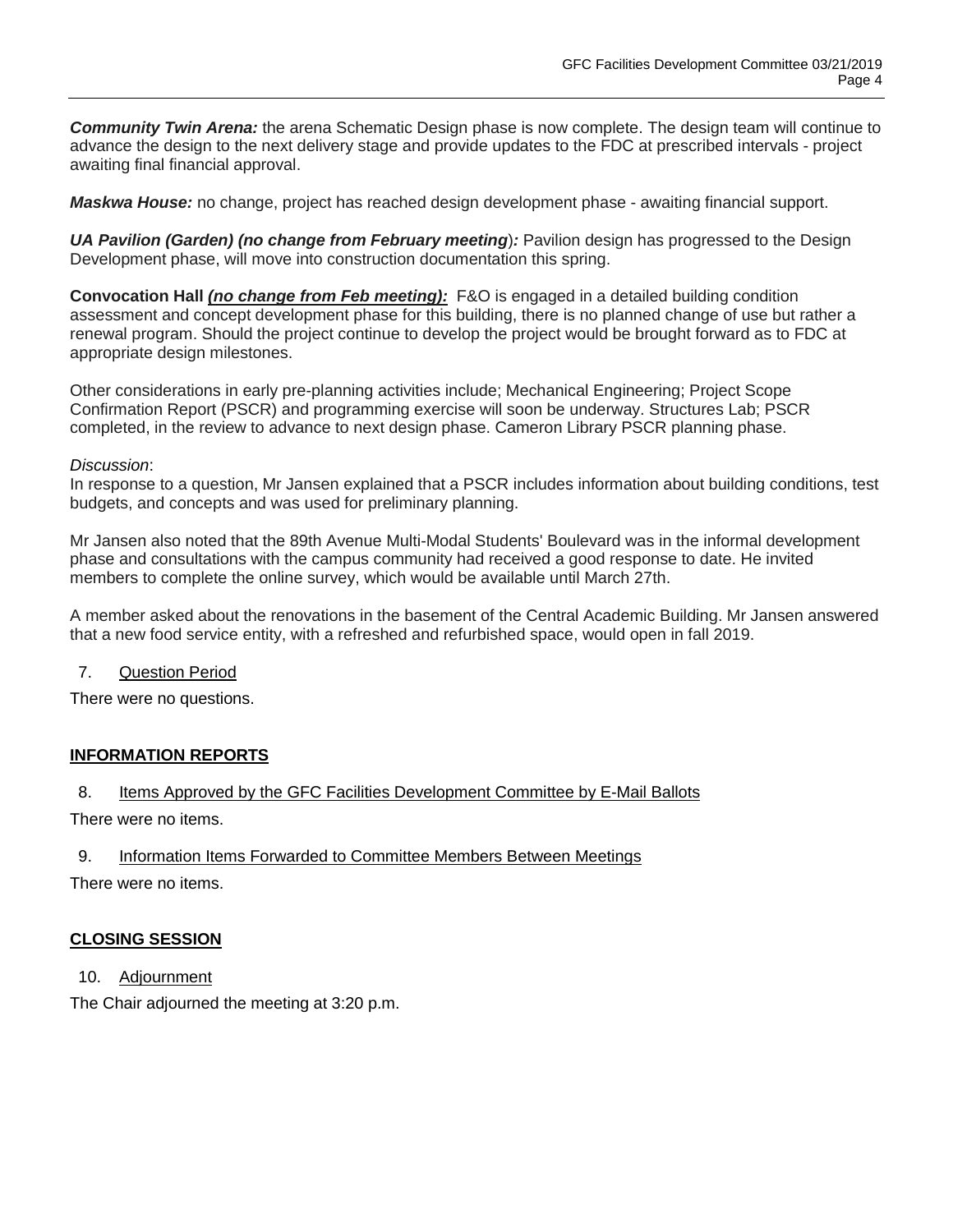***Community Twin Arena:*** the arena Schematic Design phase is now complete. The design team will continue to advance the design to the next delivery stage and provide updates to the FDC at prescribed intervals - project awaiting final financial approval.

***Maskwa House:*** no change, project has reached design development phase - awaiting financial support.

***UA Pavilion (Garden) (no change from February meeting*)*:*** Pavilion design has progressed to the Design Development phase, will move into construction documentation this spring.

**Convocation Hall** ***no change from Feb meeting):*** F&O is engaged in a detailed building condition assessment and concept development phase for this building, there is no planned change of use but rather a renewal program. Should the project continue to develop the project would be brought forward as to FDC at appropriate design milestones.

Other considerations in early pre-planning activities include; Mechanical Engineering; Project Scope Confirmation Report (PSCR) and programming exercise will soon be underway. Structures Lab; PSCR completed, in the review to advance to next design phase. Cameron Library PSCR planning phase.

*Discussion*:
In response to a question, Mr Jansen explained that a PSCR includes information about building conditions, test budgets, and concepts and was used for preliminary planning.

Mr Jansen also noted that the 89th Avenue Multi-Modal Students' Boulevard was in the informal development phase and consultations with the campus community had received a good response to date. He invited members to complete the online survey, which would be available until March 27th.

A member asked about the renovations in the basement of the Central Academic Building. Mr Jansen answered that a new food service entity, with a refreshed and refurbished space, would open in fall 2019.

7. Question Period

There were no questions.

## INFORMATION REPORTS

8. Items Approved by the GFC Facilities Development Committee by E-Mail Ballots

There were no items.

9. Information Items Forwarded to Committee Members Between Meetings

There were no items.

## CLOSING SESSION

10. Adjournment

The Chair adjourned the meeting at 3:20 p.m.